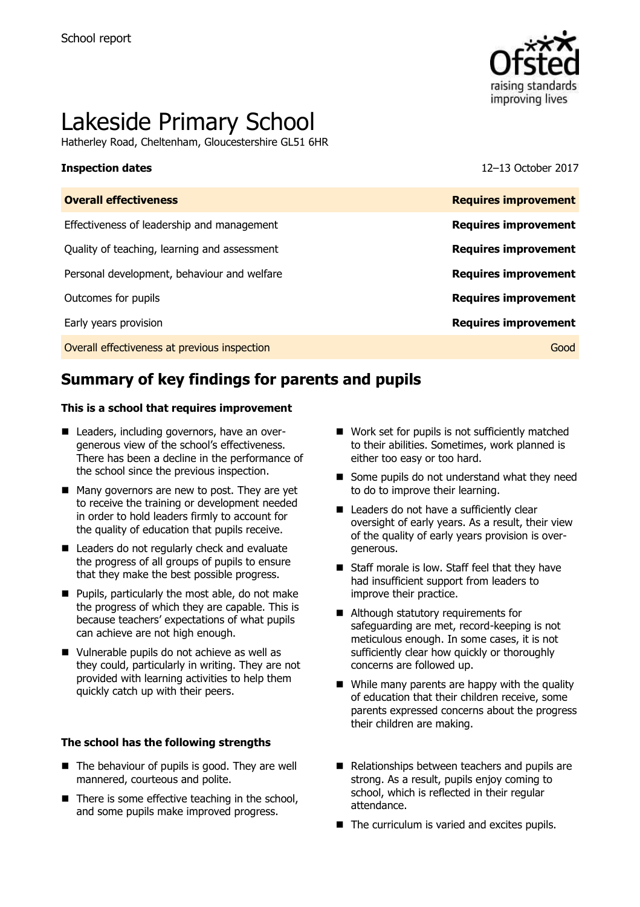School report

# Lakeside Primary School

Hatherley Road, Cheltenham, Gloucestershire GL51 6HR

**Inspection dates** 12–13 October 2017

| **Overall effectiveness** | **Requires improvement** |
| --- | --- |
| Effectiveness of leadership and management | **Requires improvement** |
| Quality of teaching, learning and assessment | **Requires improvement** |
| Personal development, behaviour and welfare | **Requires improvement** |
| Outcomes for pupils | **Requires improvement** |
| Early years provision | **Requires improvement** |
| Overall effectiveness at previous inspection | Good |

## Summary of key findings for parents and pupils

**This is a school that requires improvement**

- Leaders, including governors, have an over-generous view of the school's effectiveness. There has been a decline in the performance of the school since the previous inspection.
- Many governors are new to post. They are yet to receive the training or development needed in order to hold leaders firmly to account for the quality of education that pupils receive.
- Leaders do not regularly check and evaluate the progress of all groups of pupils to ensure that they make the best possible progress.
- Pupils, particularly the most able, do not make the progress of which they are capable. This is because teachers' expectations of what pupils can achieve are not high enough.
- Vulnerable pupils do not achieve as well as they could, particularly in writing. They are not provided with learning activities to help them quickly catch up with their peers.
- Work set for pupils is not sufficiently matched to their abilities. Sometimes, work planned is either too easy or too hard.
- Some pupils do not understand what they need to do to improve their learning.
- Leaders do not have a sufficiently clear oversight of early years. As a result, their view of the quality of early years provision is over-generous.
- Staff morale is low. Staff feel that they have had insufficient support from leaders to improve their practice.
- Although statutory requirements for safeguarding are met, record-keeping is not meticulous enough. In some cases, it is not sufficiently clear how quickly or thoroughly concerns are followed up.
- While many parents are happy with the quality of education that their children receive, some parents expressed concerns about the progress their children are making.

**The school has the following strengths**

- The behaviour of pupils is good. They are well mannered, courteous and polite.
- There is some effective teaching in the school, and some pupils make improved progress.
- Relationships between teachers and pupils are strong. As a result, pupils enjoy coming to school, which is reflected in their regular attendance.
- The curriculum is varied and excites pupils.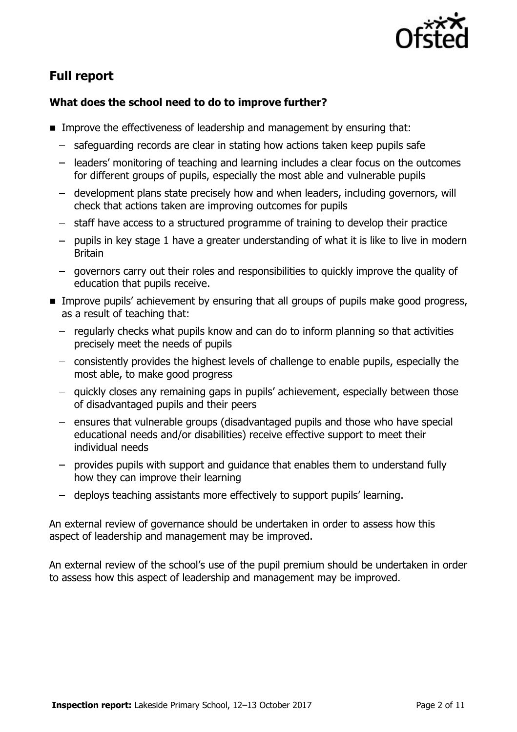## Full report

### What does the school need to do to improve further?

- Improve the effectiveness of leadership and management by ensuring that:
  - safeguarding records are clear in stating how actions taken keep pupils safe
  - leaders' monitoring of teaching and learning includes a clear focus on the outcomes for different groups of pupils, especially the most able and vulnerable pupils
  - development plans state precisely how and when leaders, including governors, will check that actions taken are improving outcomes for pupils
  - staff have access to a structured programme of training to develop their practice
  - pupils in key stage 1 have a greater understanding of what it is like to live in modern Britain
  - governors carry out their roles and responsibilities to quickly improve the quality of education that pupils receive.
- Improve pupils' achievement by ensuring that all groups of pupils make good progress, as a result of teaching that:
  - regularly checks what pupils know and can do to inform planning so that activities precisely meet the needs of pupils
  - consistently provides the highest levels of challenge to enable pupils, especially the most able, to make good progress
  - quickly closes any remaining gaps in pupils' achievement, especially between those of disadvantaged pupils and their peers
  - ensures that vulnerable groups (disadvantaged pupils and those who have special educational needs and/or disabilities) receive effective support to meet their individual needs
  - provides pupils with support and guidance that enables them to understand fully how they can improve their learning
  - deploys teaching assistants more effectively to support pupils' learning.

An external review of governance should be undertaken in order to assess how this aspect of leadership and management may be improved.

An external review of the school's use of the pupil premium should be undertaken in order to assess how this aspect of leadership and management may be improved.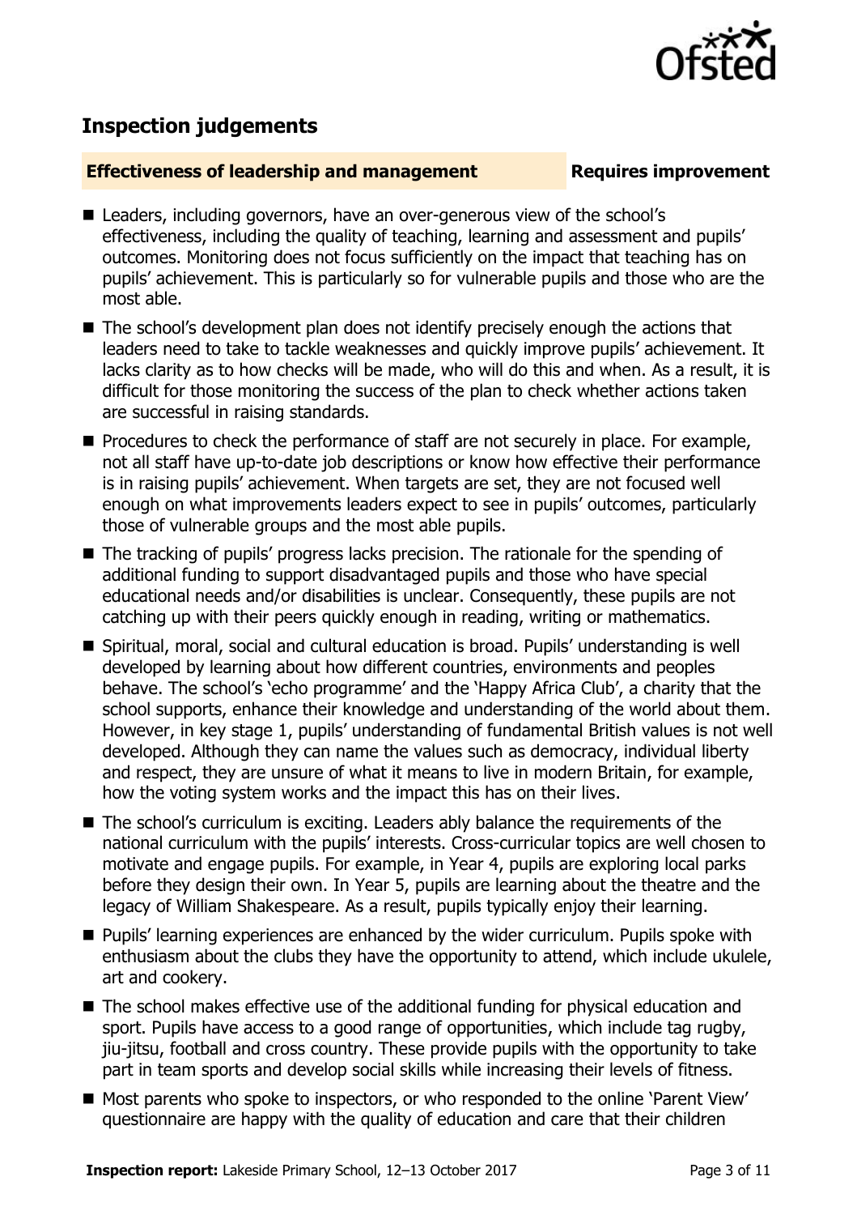## Inspection judgements

### Effectiveness of leadership and management — Requires improvement

- Leaders, including governors, have an over-generous view of the school's effectiveness, including the quality of teaching, learning and assessment and pupils' outcomes. Monitoring does not focus sufficiently on the impact that teaching has on pupils' achievement. This is particularly so for vulnerable pupils and those who are the most able.
- The school's development plan does not identify precisely enough the actions that leaders need to take to tackle weaknesses and quickly improve pupils' achievement. It lacks clarity as to how checks will be made, who will do this and when. As a result, it is difficult for those monitoring the success of the plan to check whether actions taken are successful in raising standards.
- Procedures to check the performance of staff are not securely in place. For example, not all staff have up-to-date job descriptions or know how effective their performance is in raising pupils' achievement. When targets are set, they are not focused well enough on what improvements leaders expect to see in pupils' outcomes, particularly those of vulnerable groups and the most able pupils.
- The tracking of pupils' progress lacks precision. The rationale for the spending of additional funding to support disadvantaged pupils and those who have special educational needs and/or disabilities is unclear. Consequently, these pupils are not catching up with their peers quickly enough in reading, writing or mathematics.
- Spiritual, moral, social and cultural education is broad. Pupils' understanding is well developed by learning about how different countries, environments and peoples behave. The school's 'echo programme' and the 'Happy Africa Club', a charity that the school supports, enhance their knowledge and understanding of the world about them. However, in key stage 1, pupils' understanding of fundamental British values is not well developed. Although they can name the values such as democracy, individual liberty and respect, they are unsure of what it means to live in modern Britain, for example, how the voting system works and the impact this has on their lives.
- The school's curriculum is exciting. Leaders ably balance the requirements of the national curriculum with the pupils' interests. Cross-curricular topics are well chosen to motivate and engage pupils. For example, in Year 4, pupils are exploring local parks before they design their own. In Year 5, pupils are learning about the theatre and the legacy of William Shakespeare. As a result, pupils typically enjoy their learning.
- Pupils' learning experiences are enhanced by the wider curriculum. Pupils spoke with enthusiasm about the clubs they have the opportunity to attend, which include ukulele, art and cookery.
- The school makes effective use of the additional funding for physical education and sport. Pupils have access to a good range of opportunities, which include tag rugby, jiu-jitsu, football and cross country. These provide pupils with the opportunity to take part in team sports and develop social skills while increasing their levels of fitness.
- Most parents who spoke to inspectors, or who responded to the online 'Parent View' questionnaire are happy with the quality of education and care that their children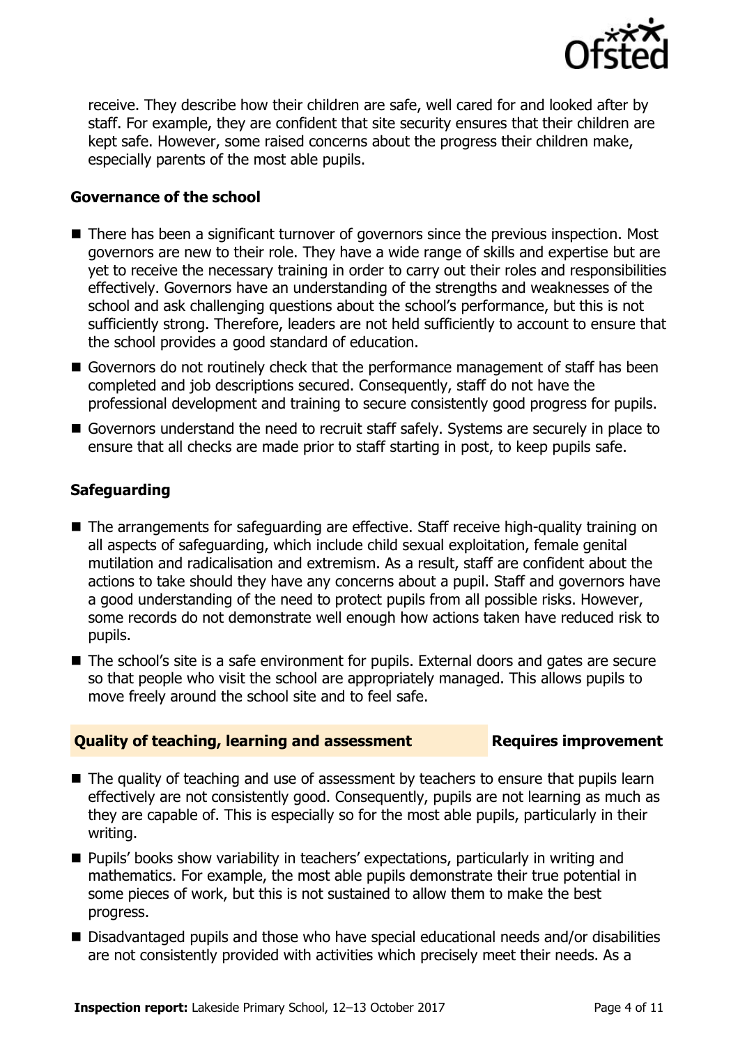receive. They describe how their children are safe, well cared for and looked after by staff. For example, they are confident that site security ensures that their children are kept safe. However, some raised concerns about the progress their children make, especially parents of the most able pupils.

### Governance of the school

- There has been a significant turnover of governors since the previous inspection. Most governors are new to their role. They have a wide range of skills and expertise but are yet to receive the necessary training in order to carry out their roles and responsibilities effectively. Governors have an understanding of the strengths and weaknesses of the school and ask challenging questions about the school's performance, but this is not sufficiently strong. Therefore, leaders are not held sufficiently to account to ensure that the school provides a good standard of education.
- Governors do not routinely check that the performance management of staff has been completed and job descriptions secured. Consequently, staff do not have the professional development and training to secure consistently good progress for pupils.
- Governors understand the need to recruit staff safely. Systems are securely in place to ensure that all checks are made prior to staff starting in post, to keep pupils safe.

### Safeguarding

- The arrangements for safeguarding are effective. Staff receive high-quality training on all aspects of safeguarding, which include child sexual exploitation, female genital mutilation and radicalisation and extremism. As a result, staff are confident about the actions to take should they have any concerns about a pupil. Staff and governors have a good understanding of the need to protect pupils from all possible risks. However, some records do not demonstrate well enough how actions taken have reduced risk to pupils.
- The school's site is a safe environment for pupils. External doors and gates are secure so that people who visit the school are appropriately managed. This allows pupils to move freely around the school site and to feel safe.

## Quality of teaching, learning and assessment — Requires improvement

- The quality of teaching and use of assessment by teachers to ensure that pupils learn effectively are not consistently good. Consequently, pupils are not learning as much as they are capable of. This is especially so for the most able pupils, particularly in their writing.
- Pupils' books show variability in teachers' expectations, particularly in writing and mathematics. For example, the most able pupils demonstrate their true potential in some pieces of work, but this is not sustained to allow them to make the best progress.
- Disadvantaged pupils and those who have special educational needs and/or disabilities are not consistently provided with activities which precisely meet their needs. As a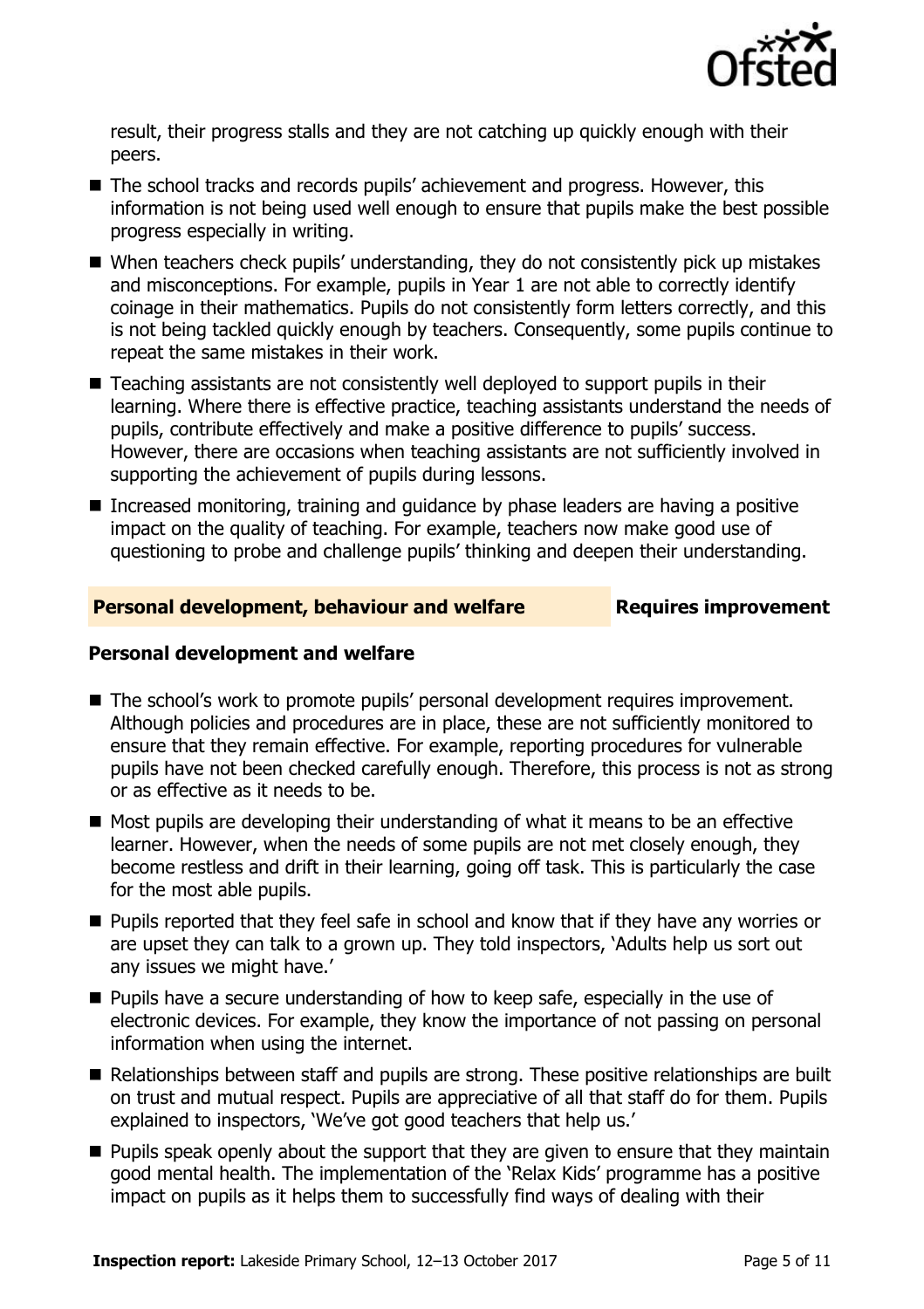result, their progress stalls and they are not catching up quickly enough with their peers.

- The school tracks and records pupils' achievement and progress. However, this information is not being used well enough to ensure that pupils make the best possible progress especially in writing.
- When teachers check pupils' understanding, they do not consistently pick up mistakes and misconceptions. For example, pupils in Year 1 are not able to correctly identify coinage in their mathematics. Pupils do not consistently form letters correctly, and this is not being tackled quickly enough by teachers. Consequently, some pupils continue to repeat the same mistakes in their work.
- Teaching assistants are not consistently well deployed to support pupils in their learning. Where there is effective practice, teaching assistants understand the needs of pupils, contribute effectively and make a positive difference to pupils' success. However, there are occasions when teaching assistants are not sufficiently involved in supporting the achievement of pupils during lessons.
- Increased monitoring, training and guidance by phase leaders are having a positive impact on the quality of teaching. For example, teachers now make good use of questioning to probe and challenge pupils' thinking and deepen their understanding.

## Personal development, behaviour and welfare — Requires improvement

### Personal development and welfare

- The school's work to promote pupils' personal development requires improvement. Although policies and procedures are in place, these are not sufficiently monitored to ensure that they remain effective. For example, reporting procedures for vulnerable pupils have not been checked carefully enough. Therefore, this process is not as strong or as effective as it needs to be.
- Most pupils are developing their understanding of what it means to be an effective learner. However, when the needs of some pupils are not met closely enough, they become restless and drift in their learning, going off task. This is particularly the case for the most able pupils.
- Pupils reported that they feel safe in school and know that if they have any worries or are upset they can talk to a grown up. They told inspectors, 'Adults help us sort out any issues we might have.'
- Pupils have a secure understanding of how to keep safe, especially in the use of electronic devices. For example, they know the importance of not passing on personal information when using the internet.
- Relationships between staff and pupils are strong. These positive relationships are built on trust and mutual respect. Pupils are appreciative of all that staff do for them. Pupils explained to inspectors, 'We've got good teachers that help us.'
- Pupils speak openly about the support that they are given to ensure that they maintain good mental health. The implementation of the 'Relax Kids' programme has a positive impact on pupils as it helps them to successfully find ways of dealing with their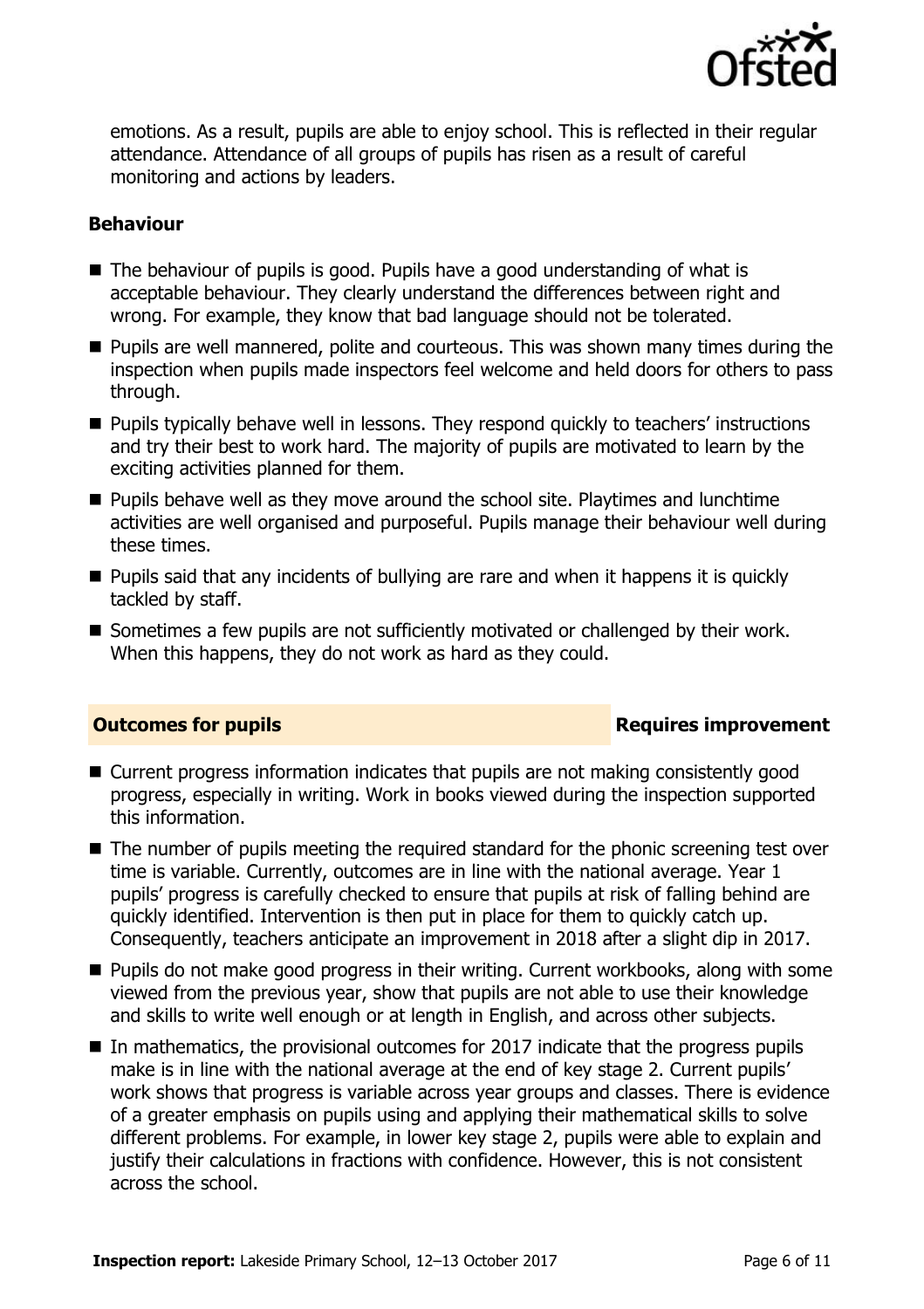emotions. As a result, pupils are able to enjoy school. This is reflected in their regular attendance. Attendance of all groups of pupils has risen as a result of careful monitoring and actions by leaders.

### Behaviour

- The behaviour of pupils is good. Pupils have a good understanding of what is acceptable behaviour. They clearly understand the differences between right and wrong. For example, they know that bad language should not be tolerated.
- Pupils are well mannered, polite and courteous. This was shown many times during the inspection when pupils made inspectors feel welcome and held doors for others to pass through.
- Pupils typically behave well in lessons. They respond quickly to teachers' instructions and try their best to work hard. The majority of pupils are motivated to learn by the exciting activities planned for them.
- Pupils behave well as they move around the school site. Playtimes and lunchtime activities are well organised and purposeful. Pupils manage their behaviour well during these times.
- Pupils said that any incidents of bullying are rare and when it happens it is quickly tackled by staff.
- Sometimes a few pupils are not sufficiently motivated or challenged by their work. When this happens, they do not work as hard as they could.

## Outcomes for pupils — Requires improvement

- Current progress information indicates that pupils are not making consistently good progress, especially in writing. Work in books viewed during the inspection supported this information.
- The number of pupils meeting the required standard for the phonic screening test over time is variable. Currently, outcomes are in line with the national average. Year 1 pupils' progress is carefully checked to ensure that pupils at risk of falling behind are quickly identified. Intervention is then put in place for them to quickly catch up. Consequently, teachers anticipate an improvement in 2018 after a slight dip in 2017.
- Pupils do not make good progress in their writing. Current workbooks, along with some viewed from the previous year, show that pupils are not able to use their knowledge and skills to write well enough or at length in English, and across other subjects.
- In mathematics, the provisional outcomes for 2017 indicate that the progress pupils make is in line with the national average at the end of key stage 2. Current pupils' work shows that progress is variable across year groups and classes. There is evidence of a greater emphasis on pupils using and applying their mathematical skills to solve different problems. For example, in lower key stage 2, pupils were able to explain and justify their calculations in fractions with confidence. However, this is not consistent across the school.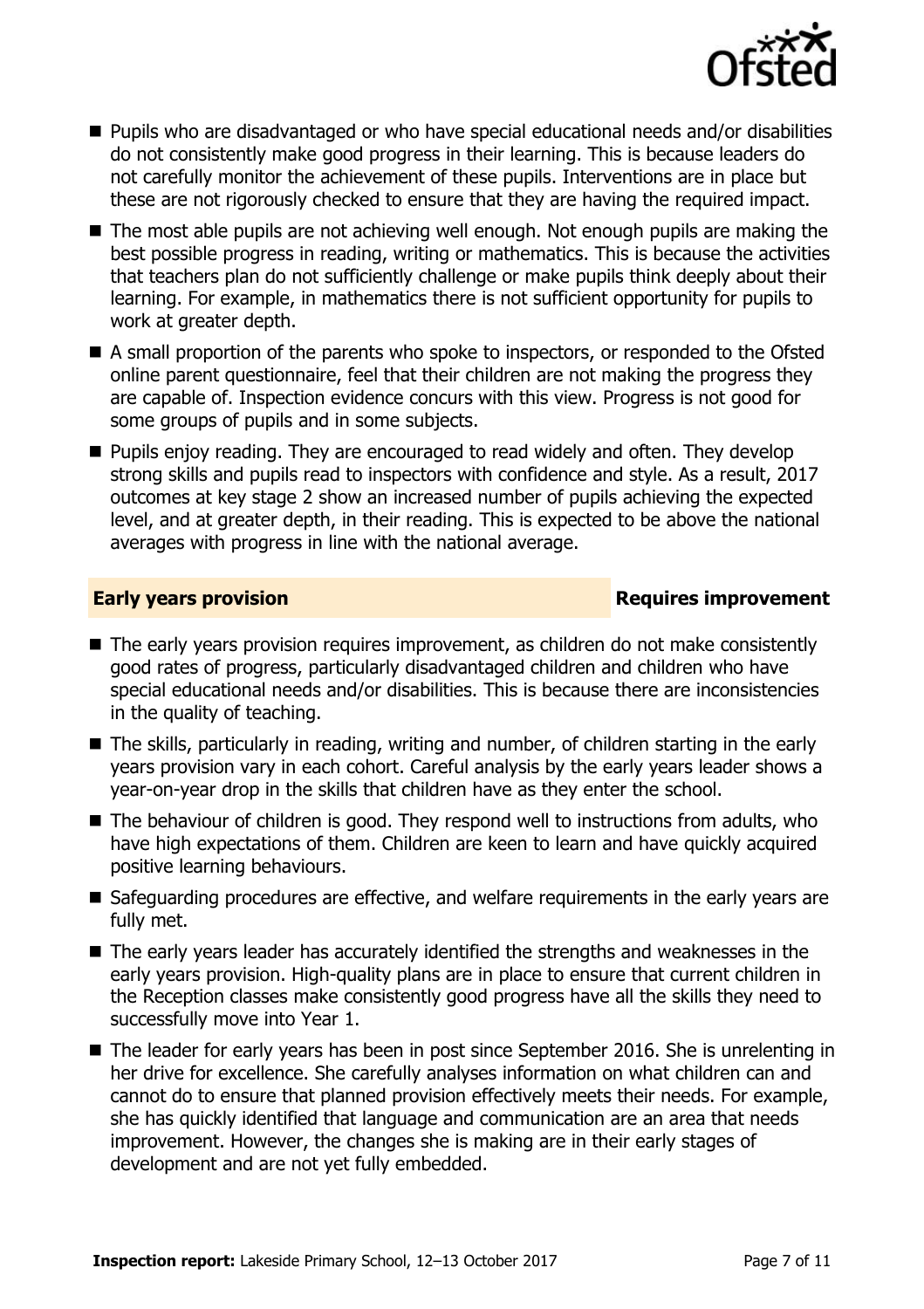- Pupils who are disadvantaged or who have special educational needs and/or disabilities do not consistently make good progress in their learning. This is because leaders do not carefully monitor the achievement of these pupils. Interventions are in place but these are not rigorously checked to ensure that they are having the required impact.
- The most able pupils are not achieving well enough. Not enough pupils are making the best possible progress in reading, writing or mathematics. This is because the activities that teachers plan do not sufficiently challenge or make pupils think deeply about their learning. For example, in mathematics there is not sufficient opportunity for pupils to work at greater depth.
- A small proportion of the parents who spoke to inspectors, or responded to the Ofsted online parent questionnaire, feel that their children are not making the progress they are capable of. Inspection evidence concurs with this view. Progress is not good for some groups of pupils and in some subjects.
- Pupils enjoy reading. They are encouraged to read widely and often. They develop strong skills and pupils read to inspectors with confidence and style. As a result, 2017 outcomes at key stage 2 show an increased number of pupils achieving the expected level, and at greater depth, in their reading. This is expected to be above the national averages with progress in line with the national average.

## Early years provision — Requires improvement

- The early years provision requires improvement, as children do not make consistently good rates of progress, particularly disadvantaged children and children who have special educational needs and/or disabilities. This is because there are inconsistencies in the quality of teaching.
- The skills, particularly in reading, writing and number, of children starting in the early years provision vary in each cohort. Careful analysis by the early years leader shows a year-on-year drop in the skills that children have as they enter the school.
- The behaviour of children is good. They respond well to instructions from adults, who have high expectations of them. Children are keen to learn and have quickly acquired positive learning behaviours.
- Safeguarding procedures are effective, and welfare requirements in the early years are fully met.
- The early years leader has accurately identified the strengths and weaknesses in the early years provision. High-quality plans are in place to ensure that current children in the Reception classes make consistently good progress have all the skills they need to successfully move into Year 1.
- The leader for early years has been in post since September 2016. She is unrelenting in her drive for excellence. She carefully analyses information on what children can and cannot do to ensure that planned provision effectively meets their needs. For example, she has quickly identified that language and communication are an area that needs improvement. However, the changes she is making are in their early stages of development and are not yet fully embedded.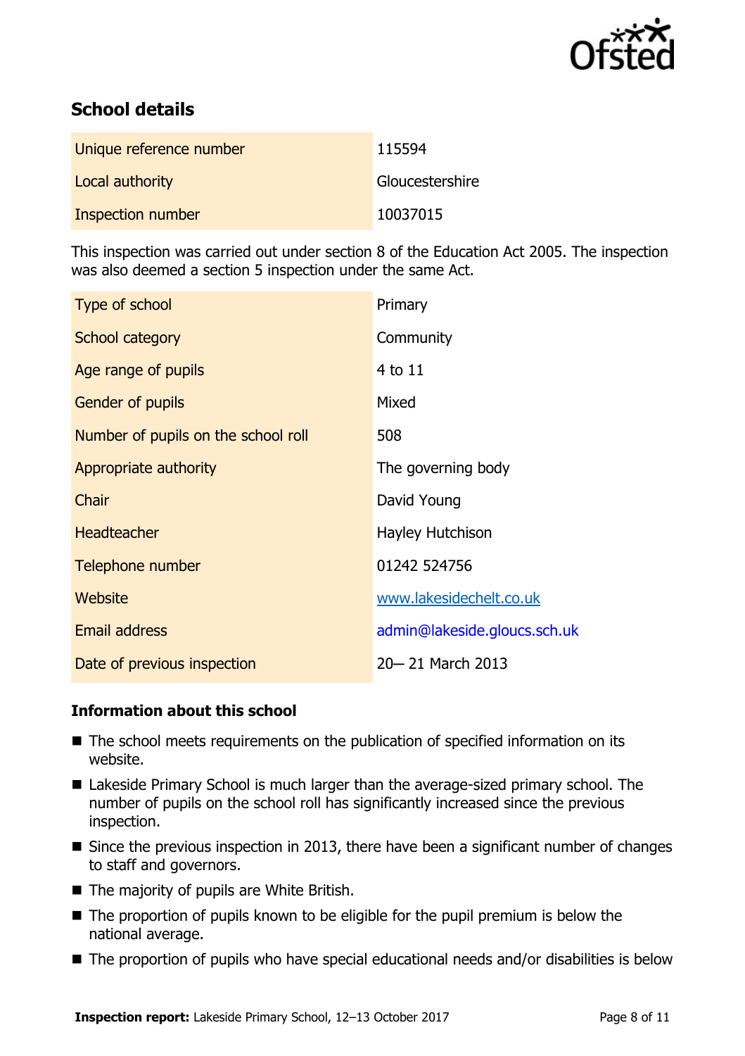## School details

| | |
|---|---|
| Unique reference number | 115594 |
| Local authority | Gloucestershire |
| Inspection number | 10037015 |

This inspection was carried out under section 8 of the Education Act 2005. The inspection was also deemed a section 5 inspection under the same Act.

| | |
|---|---|
| Type of school | Primary |
| School category | Community |
| Age range of pupils | 4 to 11 |
| Gender of pupils | Mixed |
| Number of pupils on the school roll | 508 |
| Appropriate authority | The governing body |
| Chair | David Young |
| Headteacher | Hayley Hutchison |
| Telephone number | 01242 524756 |
| Website | www.lakesidechelt.co.uk |
| Email address | admin@lakeside.gloucs.sch.uk |
| Date of previous inspection | 20– 21 March 2013 |

### Information about this school

- The school meets requirements on the publication of specified information on its website.
- Lakeside Primary School is much larger than the average-sized primary school. The number of pupils on the school roll has significantly increased since the previous inspection.
- Since the previous inspection in 2013, there have been a significant number of changes to staff and governors.
- The majority of pupils are White British.
- The proportion of pupils known to be eligible for the pupil premium is below the national average.
- The proportion of pupils who have special educational needs and/or disabilities is below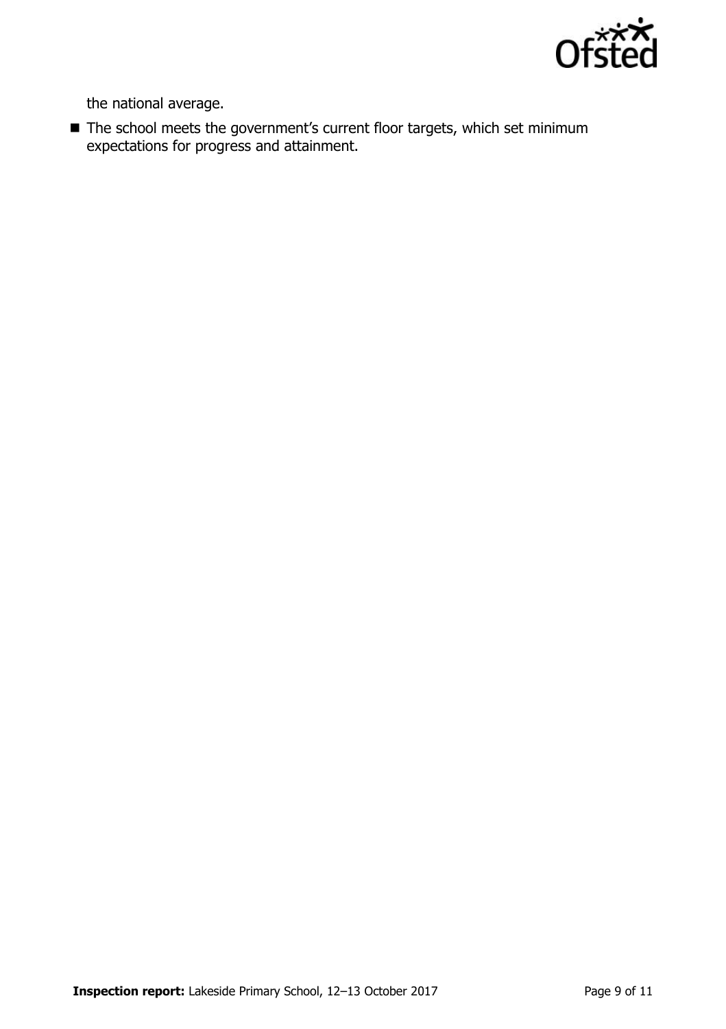the national average.

- The school meets the government's current floor targets, which set minimum expectations for progress and attainment.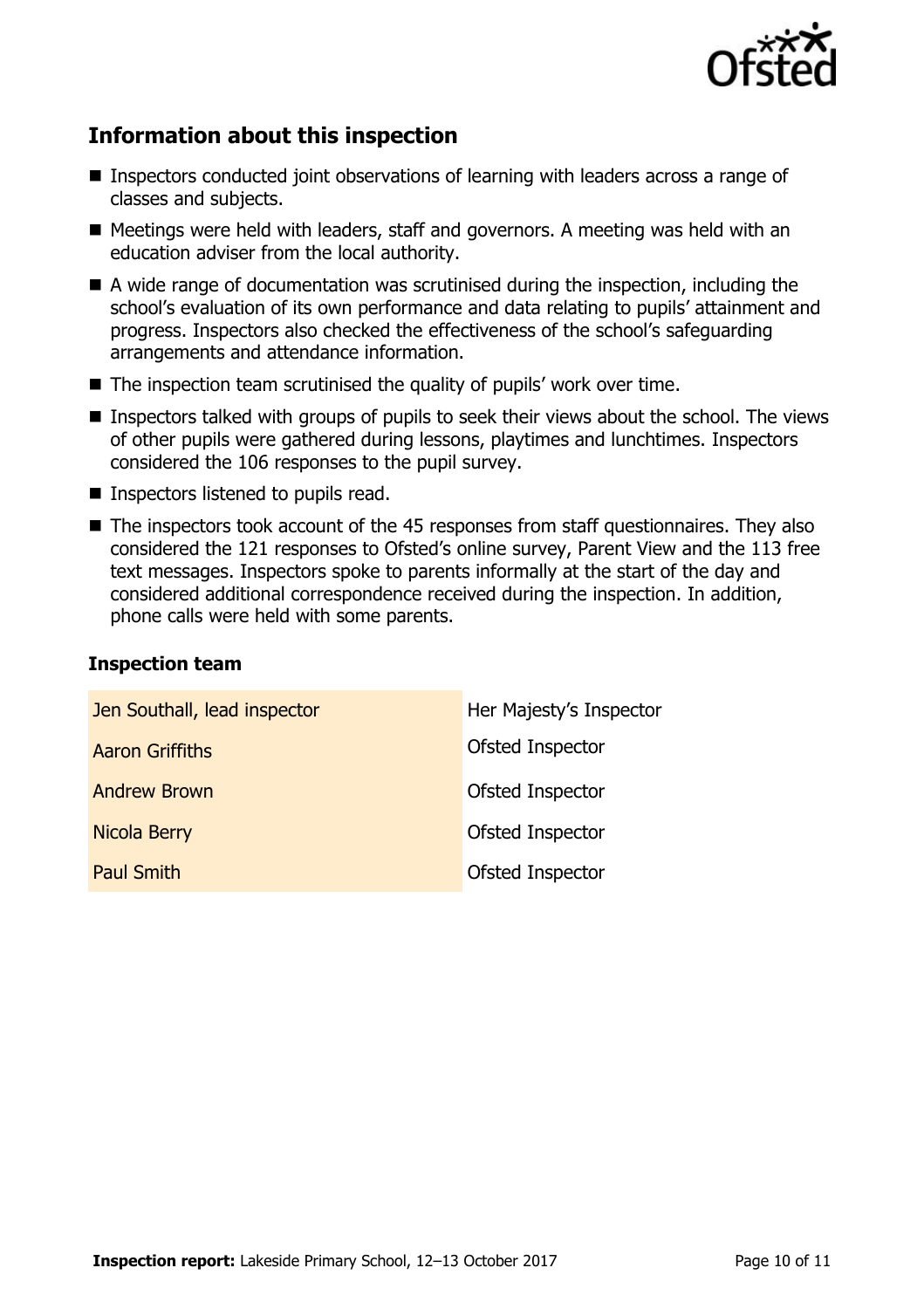## Information about this inspection

- Inspectors conducted joint observations of learning with leaders across a range of classes and subjects.
- Meetings were held with leaders, staff and governors. A meeting was held with an education adviser from the local authority.
- A wide range of documentation was scrutinised during the inspection, including the school's evaluation of its own performance and data relating to pupils' attainment and progress. Inspectors also checked the effectiveness of the school's safeguarding arrangements and attendance information.
- The inspection team scrutinised the quality of pupils' work over time.
- Inspectors talked with groups of pupils to seek their views about the school. The views of other pupils were gathered during lessons, playtimes and lunchtimes. Inspectors considered the 106 responses to the pupil survey.
- Inspectors listened to pupils read.
- The inspectors took account of the 45 responses from staff questionnaires. They also considered the 121 responses to Ofsted's online survey, Parent View and the 113 free text messages. Inspectors spoke to parents informally at the start of the day and considered additional correspondence received during the inspection. In addition, phone calls were held with some parents.

### Inspection team

| | |
|---|---|
| Jen Southall, lead inspector | Her Majesty's Inspector |
| Aaron Griffiths | Ofsted Inspector |
| Andrew Brown | Ofsted Inspector |
| Nicola Berry | Ofsted Inspector |
| Paul Smith | Ofsted Inspector |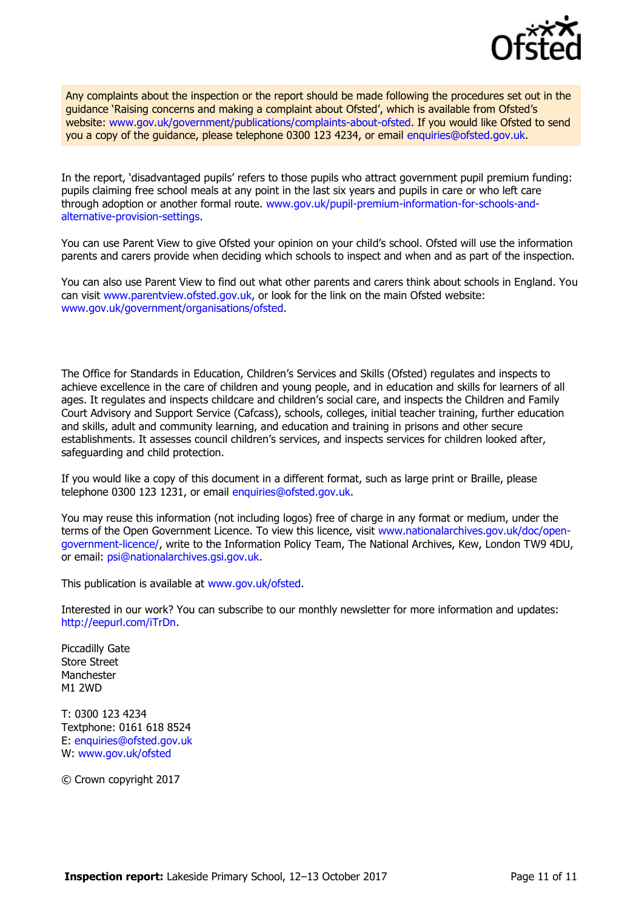Any complaints about the inspection or the report should be made following the procedures set out in the guidance 'Raising concerns and making a complaint about Ofsted', which is available from Ofsted's website: www.gov.uk/government/publications/complaints-about-ofsted. If you would like Ofsted to send you a copy of the guidance, please telephone 0300 123 4234, or email enquiries@ofsted.gov.uk.

In the report, 'disadvantaged pupils' refers to those pupils who attract government pupil premium funding: pupils claiming free school meals at any point in the last six years and pupils in care or who left care through adoption or another formal route. www.gov.uk/pupil-premium-information-for-schools-and-alternative-provision-settings.

You can use Parent View to give Ofsted your opinion on your child's school. Ofsted will use the information parents and carers provide when deciding which schools to inspect and when and as part of the inspection.

You can also use Parent View to find out what other parents and carers think about schools in England. You can visit www.parentview.ofsted.gov.uk, or look for the link on the main Ofsted website: www.gov.uk/government/organisations/ofsted.

The Office for Standards in Education, Children's Services and Skills (Ofsted) regulates and inspects to achieve excellence in the care of children and young people, and in education and skills for learners of all ages. It regulates and inspects childcare and children's social care, and inspects the Children and Family Court Advisory and Support Service (Cafcass), schools, colleges, initial teacher training, further education and skills, adult and community learning, and education and training in prisons and other secure establishments. It assesses council children's services, and inspects services for children looked after, safeguarding and child protection.

If you would like a copy of this document in a different format, such as large print or Braille, please telephone 0300 123 1231, or email enquiries@ofsted.gov.uk.

You may reuse this information (not including logos) free of charge in any format or medium, under the terms of the Open Government Licence. To view this licence, visit www.nationalarchives.gov.uk/doc/open-government-licence/, write to the Information Policy Team, The National Archives, Kew, London TW9 4DU, or email: psi@nationalarchives.gsi.gov.uk.

This publication is available at www.gov.uk/ofsted.

Interested in our work? You can subscribe to our monthly newsletter for more information and updates: http://eepurl.com/iTrDn.

Piccadilly Gate
Store Street
Manchester
M1 2WD

T: 0300 123 4234
Textphone: 0161 618 8524
E: enquiries@ofsted.gov.uk
W: www.gov.uk/ofsted

© Crown copyright 2017